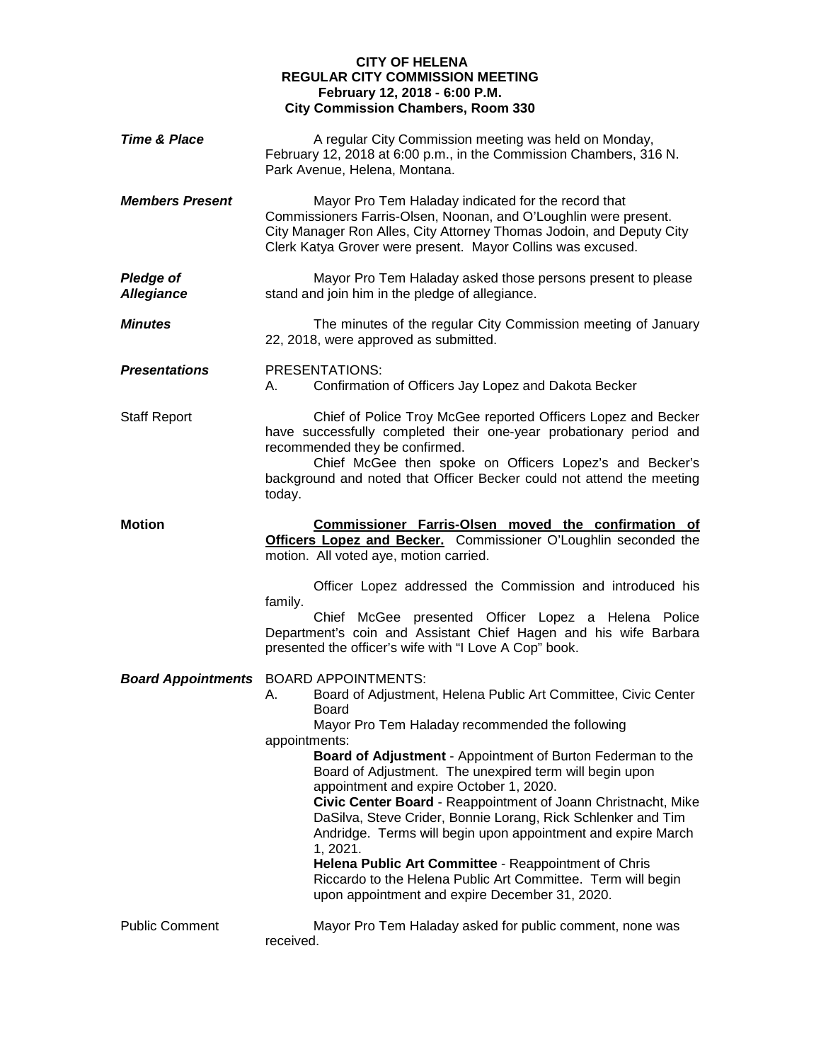**CITY OF HELENA**
**REGULAR CITY COMMISSION MEETING**
**February 12, 2018 - 6:00 P.M.**
**City Commission Chambers, Room 330**

***Time & Place***

A regular City Commission meeting was held on Monday, February 12, 2018 at 6:00 p.m., in the Commission Chambers, 316 N. Park Avenue, Helena, Montana.

***Members Present***

Mayor Pro Tem Haladay indicated for the record that Commissioners Farris-Olsen, Noonan, and O'Loughlin were present. City Manager Ron Alles, City Attorney Thomas Jodoin, and Deputy City Clerk Katya Grover were present. Mayor Collins was excused.

***Pledge of Allegiance***

Mayor Pro Tem Haladay asked those persons present to please stand and join him in the pledge of allegiance.

***Minutes***

The minutes of the regular City Commission meeting of January 22, 2018, were approved as submitted.

***Presentations***

PRESENTATIONS:

A. Confirmation of Officers Jay Lopez and Dakota Becker

Staff Report

Chief of Police Troy McGee reported Officers Lopez and Becker have successfully completed their one-year probationary period and recommended they be confirmed.

Chief McGee then spoke on Officers Lopez's and Becker's background and noted that Officer Becker could not attend the meeting today.

**Motion**

**Commissioner Farris-Olsen moved the confirmation of Officers Lopez and Becker.** Commissioner O'Loughlin seconded the motion. All voted aye, motion carried.

Officer Lopez addressed the Commission and introduced his family.

Chief McGee presented Officer Lopez a Helena Police Department's coin and Assistant Chief Hagen and his wife Barbara presented the officer's wife with "I Love A Cop" book.

***Board Appointments***

BOARD APPOINTMENTS:

A. Board of Adjustment, Helena Public Art Committee, Civic Center Board

Mayor Pro Tem Haladay recommended the following appointments:

**Board of Adjustment** - Appointment of Burton Federman to the Board of Adjustment. The unexpired term will begin upon appointment and expire October 1, 2020.

**Civic Center Board** - Reappointment of Joann Christnacht, Mike DaSilva, Steve Crider, Bonnie Lorang, Rick Schlenker and Tim Andridge. Terms will begin upon appointment and expire March 1, 2021.

**Helena Public Art Committee** - Reappointment of Chris Riccardo to the Helena Public Art Committee. Term will begin upon appointment and expire December 31, 2020.

Public Comment

Mayor Pro Tem Haladay asked for public comment, none was received.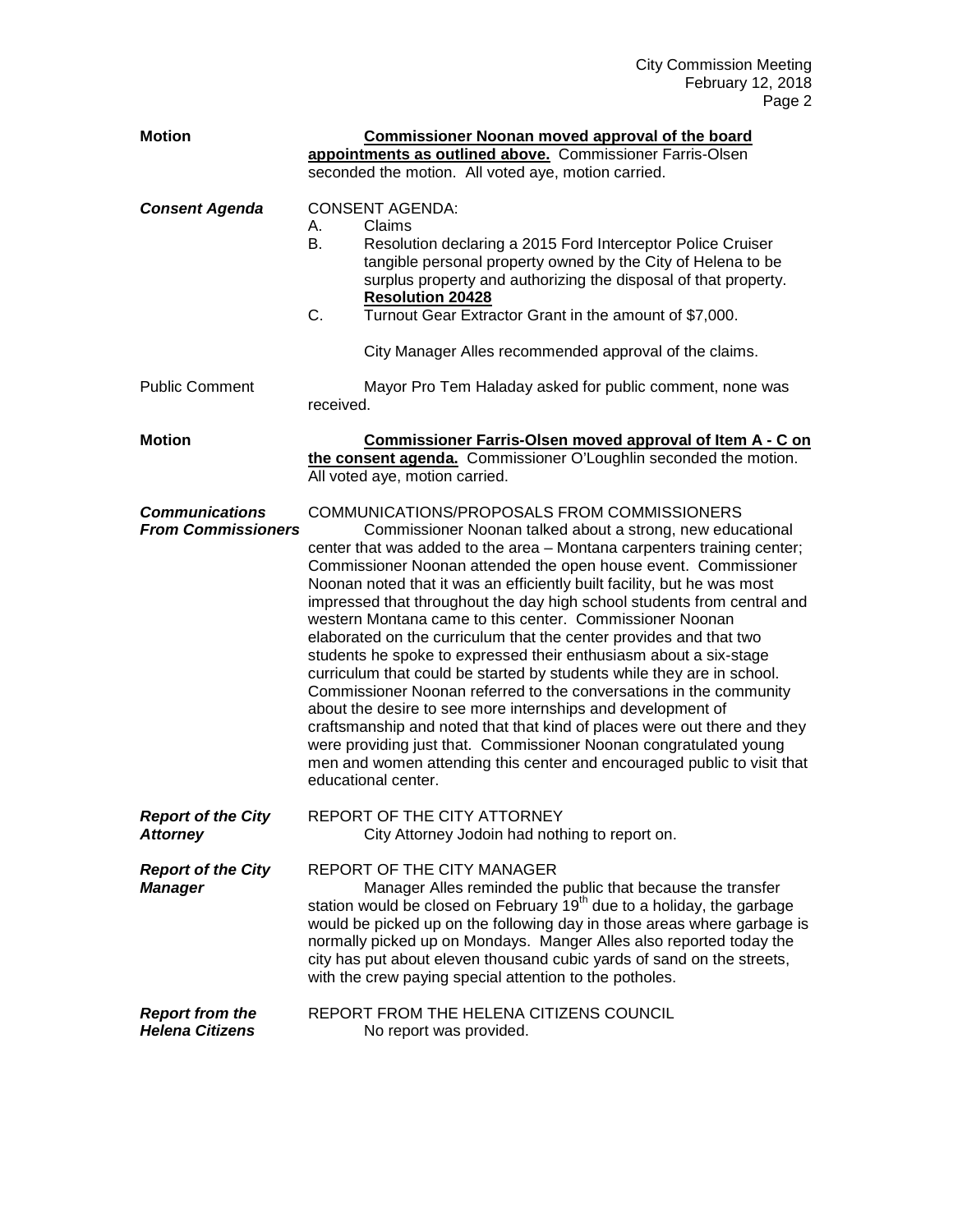**Motion** — **Commissioner Noonan moved approval of the board appointments as outlined above.** Commissioner Farris-Olsen seconded the motion. All voted aye, motion carried.

***Consent Agenda***

CONSENT AGENDA:

A. Claims

B. Resolution declaring a 2015 Ford Interceptor Police Cruiser tangible personal property owned by the City of Helena to be surplus property and authorizing the disposal of that property. **Resolution 20428**

C. Turnout Gear Extractor Grant in the amount of $7,000.

City Manager Alles recommended approval of the claims.

Public Comment — Mayor Pro Tem Haladay asked for public comment, none was received.

**Motion** — **Commissioner Farris-Olsen moved approval of Item A - C on the consent agenda.** Commissioner O'Loughlin seconded the motion. All voted aye, motion carried.

***Communications From Commissioners***

COMMUNICATIONS/PROPOSALS FROM COMMISSIONERS

Commissioner Noonan talked about a strong, new educational center that was added to the area – Montana carpenters training center; Commissioner Noonan attended the open house event. Commissioner Noonan noted that it was an efficiently built facility, but he was most impressed that throughout the day high school students from central and western Montana came to this center. Commissioner Noonan elaborated on the curriculum that the center provides and that two students he spoke to expressed their enthusiasm about a six-stage curriculum that could be started by students while they are in school. Commissioner Noonan referred to the conversations in the community about the desire to see more internships and development of craftsmanship and noted that that kind of places were out there and they were providing just that. Commissioner Noonan congratulated young men and women attending this center and encouraged public to visit that educational center.

***Report of the City Attorney***

REPORT OF THE CITY ATTORNEY

City Attorney Jodoin had nothing to report on.

***Report of the City Manager***

REPORT OF THE CITY MANAGER

Manager Alles reminded the public that because the transfer station would be closed on February 19th due to a holiday, the garbage would be picked up on the following day in those areas where garbage is normally picked up on Mondays. Manger Alles also reported today the city has put about eleven thousand cubic yards of sand on the streets, with the crew paying special attention to the potholes.

***Report from the Helena Citizens***

REPORT FROM THE HELENA CITIZENS COUNCIL

No report was provided.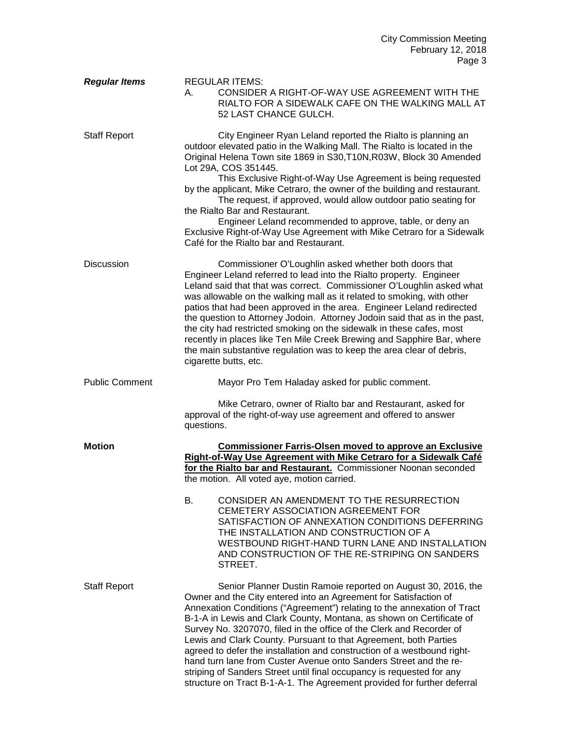***Regular Items***

REGULAR ITEMS:

A. CONSIDER A RIGHT-OF-WAY USE AGREEMENT WITH THE RIALTO FOR A SIDEWALK CAFE ON THE WALKING MALL AT 52 LAST CHANCE GULCH.

Staff Report

City Engineer Ryan Leland reported the Rialto is planning an outdoor elevated patio in the Walking Mall. The Rialto is located in the Original Helena Town site 1869 in S30,T10N,R03W, Block 30 Amended Lot 29A, COS 351445.

This Exclusive Right-of-Way Use Agreement is being requested by the applicant, Mike Cetraro, the owner of the building and restaurant.

The request, if approved, would allow outdoor patio seating for the Rialto Bar and Restaurant.

Engineer Leland recommended to approve, table, or deny an Exclusive Right-of-Way Use Agreement with Mike Cetraro for a Sidewalk Café for the Rialto bar and Restaurant.

Discussion

Commissioner O'Loughlin asked whether both doors that Engineer Leland referred to lead into the Rialto property. Engineer Leland said that that was correct. Commissioner O'Loughlin asked what was allowable on the walking mall as it related to smoking, with other patios that had been approved in the area. Engineer Leland redirected the question to Attorney Jodoin. Attorney Jodoin said that as in the past, the city had restricted smoking on the sidewalk in these cafes, most recently in places like Ten Mile Creek Brewing and Sapphire Bar, where the main substantive regulation was to keep the area clear of debris, cigarette butts, etc.

Public Comment

Mayor Pro Tem Haladay asked for public comment.

Mike Cetraro, owner of Rialto bar and Restaurant, asked for approval of the right-of-way use agreement and offered to answer questions.

**Motion**

**Commissioner Farris-Olsen moved to approve an Exclusive Right-of-Way Use Agreement with Mike Cetraro for a Sidewalk Café for the Rialto bar and Restaurant.** Commissioner Noonan seconded the motion. All voted aye, motion carried.

B. CONSIDER AN AMENDMENT TO THE RESURRECTION CEMETERY ASSOCIATION AGREEMENT FOR SATISFACTION OF ANNEXATION CONDITIONS DEFERRING THE INSTALLATION AND CONSTRUCTION OF A WESTBOUND RIGHT-HAND TURN LANE AND INSTALLATION AND CONSTRUCTION OF THE RE-STRIPING ON SANDERS STREET.

Staff Report

Senior Planner Dustin Ramoie reported on August 30, 2016, the Owner and the City entered into an Agreement for Satisfaction of Annexation Conditions ("Agreement") relating to the annexation of Tract B-1-A in Lewis and Clark County, Montana, as shown on Certificate of Survey No. 3207070, filed in the office of the Clerk and Recorder of Lewis and Clark County. Pursuant to that Agreement, both Parties agreed to defer the installation and construction of a westbound right-hand turn lane from Custer Avenue onto Sanders Street and the re-striping of Sanders Street until final occupancy is requested for any structure on Tract B-1-A-1. The Agreement provided for further deferral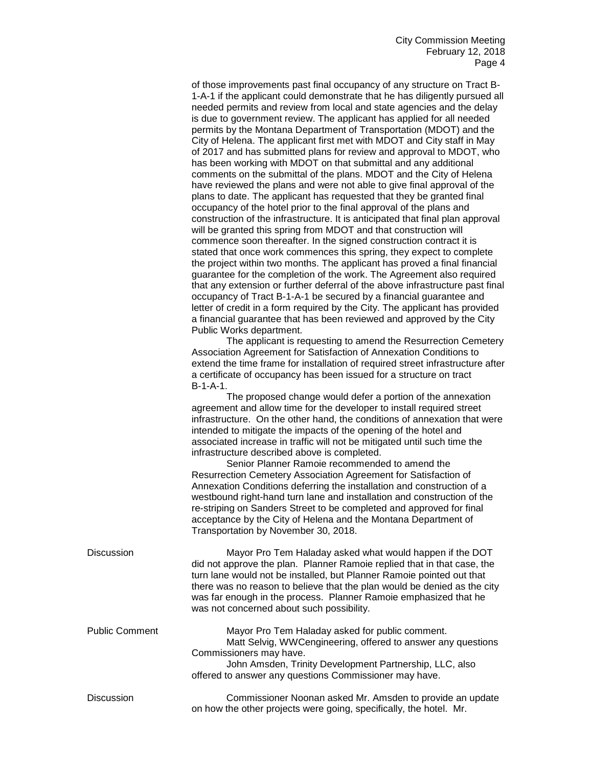of those improvements past final occupancy of any structure on Tract B-1-A-1 if the applicant could demonstrate that he has diligently pursued all needed permits and review from local and state agencies and the delay is due to government review. The applicant has applied for all needed permits by the Montana Department of Transportation (MDOT) and the City of Helena. The applicant first met with MDOT and City staff in May of 2017 and has submitted plans for review and approval to MDOT, who has been working with MDOT on that submittal and any additional comments on the submittal of the plans. MDOT and the City of Helena have reviewed the plans and were not able to give final approval of the plans to date. The applicant has requested that they be granted final occupancy of the hotel prior to the final approval of the plans and construction of the infrastructure. It is anticipated that final plan approval will be granted this spring from MDOT and that construction will commence soon thereafter. In the signed construction contract it is stated that once work commences this spring, they expect to complete the project within two months. The applicant has proved a final financial guarantee for the completion of the work. The Agreement also required that any extension or further deferral of the above infrastructure past final occupancy of Tract B-1-A-1 be secured by a financial guarantee and letter of credit in a form required by the City. The applicant has provided a financial guarantee that has been reviewed and approved by the City Public Works department.

The applicant is requesting to amend the Resurrection Cemetery Association Agreement for Satisfaction of Annexation Conditions to extend the time frame for installation of required street infrastructure after a certificate of occupancy has been issued for a structure on tract B-1-A-1.

The proposed change would defer a portion of the annexation agreement and allow time for the developer to install required street infrastructure. On the other hand, the conditions of annexation that were intended to mitigate the impacts of the opening of the hotel and associated increase in traffic will not be mitigated until such time the infrastructure described above is completed.

Senior Planner Ramoie recommended to amend the Resurrection Cemetery Association Agreement for Satisfaction of Annexation Conditions deferring the installation and construction of a westbound right-hand turn lane and installation and construction of the re-striping on Sanders Street to be completed and approved for final acceptance by the City of Helena and the Montana Department of Transportation by November 30, 2018.

**Discussion**

Mayor Pro Tem Haladay asked what would happen if the DOT did not approve the plan. Planner Ramoie replied that in that case, the turn lane would not be installed, but Planner Ramoie pointed out that there was no reason to believe that the plan would be denied as the city was far enough in the process. Planner Ramoie emphasized that he was not concerned about such possibility.

**Public Comment**

Mayor Pro Tem Haladay asked for public comment.

Matt Selvig, WWCengineering, offered to answer any questions Commissioners may have.

John Amsden, Trinity Development Partnership, LLC, also offered to answer any questions Commissioner may have.

**Discussion**

Commissioner Noonan asked Mr. Amsden to provide an update on how the other projects were going, specifically, the hotel. Mr.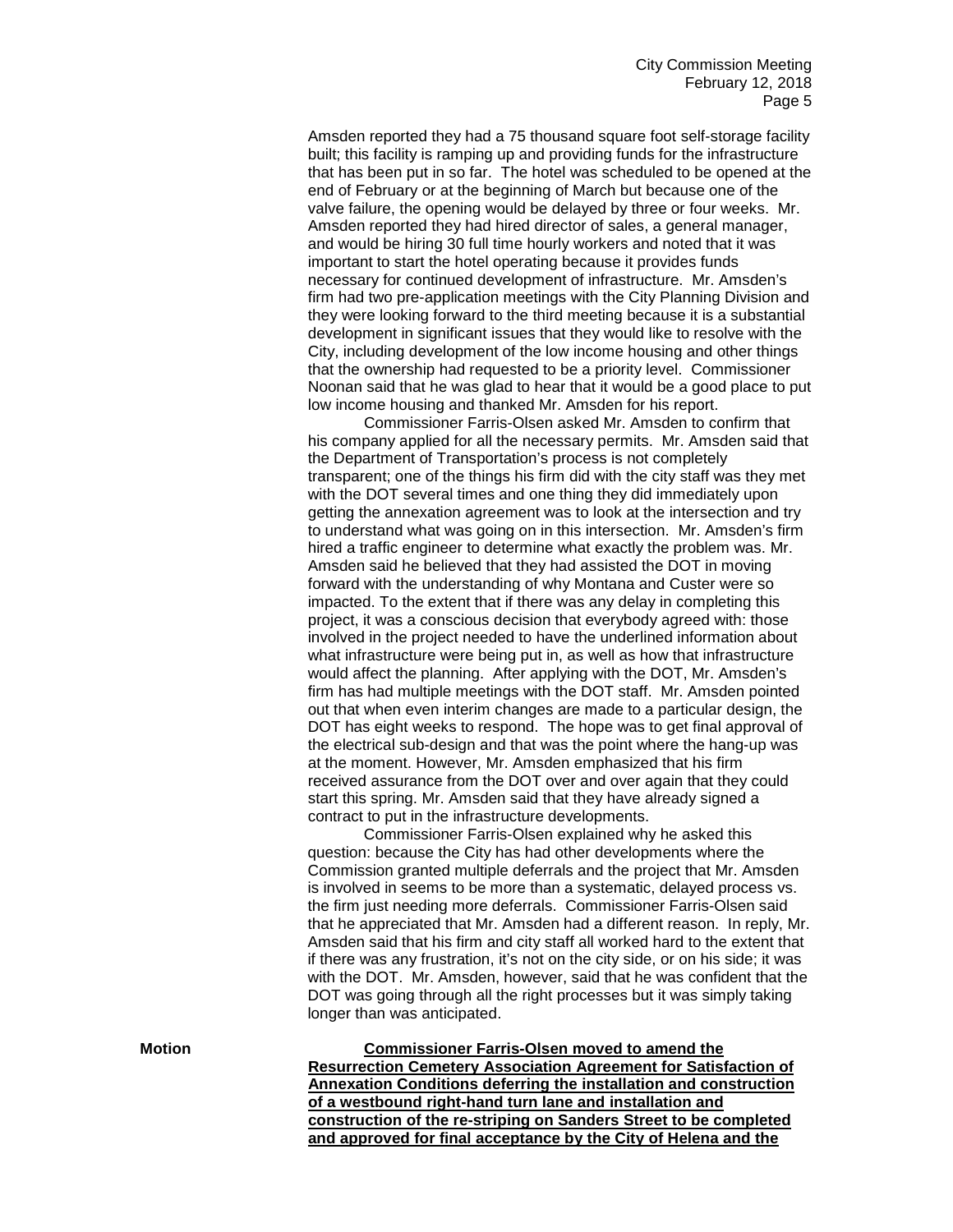Amsden reported they had a 75 thousand square foot self-storage facility built; this facility is ramping up and providing funds for the infrastructure that has been put in so far. The hotel was scheduled to be opened at the end of February or at the beginning of March but because one of the valve failure, the opening would be delayed by three or four weeks. Mr. Amsden reported they had hired director of sales, a general manager, and would be hiring 30 full time hourly workers and noted that it was important to start the hotel operating because it provides funds necessary for continued development of infrastructure. Mr. Amsden's firm had two pre-application meetings with the City Planning Division and they were looking forward to the third meeting because it is a substantial development in significant issues that they would like to resolve with the City, including development of the low income housing and other things that the ownership had requested to be a priority level. Commissioner Noonan said that he was glad to hear that it would be a good place to put low income housing and thanked Mr. Amsden for his report.

Commissioner Farris-Olsen asked Mr. Amsden to confirm that his company applied for all the necessary permits. Mr. Amsden said that the Department of Transportation's process is not completely transparent; one of the things his firm did with the city staff was they met with the DOT several times and one thing they did immediately upon getting the annexation agreement was to look at the intersection and try to understand what was going on in this intersection. Mr. Amsden's firm hired a traffic engineer to determine what exactly the problem was. Mr. Amsden said he believed that they had assisted the DOT in moving forward with the understanding of why Montana and Custer were so impacted. To the extent that if there was any delay in completing this project, it was a conscious decision that everybody agreed with: those involved in the project needed to have the underlined information about what infrastructure were being put in, as well as how that infrastructure would affect the planning. After applying with the DOT, Mr. Amsden's firm has had multiple meetings with the DOT staff. Mr. Amsden pointed out that when even interim changes are made to a particular design, the DOT has eight weeks to respond. The hope was to get final approval of the electrical sub-design and that was the point where the hang-up was at the moment. However, Mr. Amsden emphasized that his firm received assurance from the DOT over and over again that they could start this spring. Mr. Amsden said that they have already signed a contract to put in the infrastructure developments.

Commissioner Farris-Olsen explained why he asked this question: because the City has had other developments where the Commission granted multiple deferrals and the project that Mr. Amsden is involved in seems to be more than a systematic, delayed process vs. the firm just needing more deferrals. Commissioner Farris-Olsen said that he appreciated that Mr. Amsden had a different reason. In reply, Mr. Amsden said that his firm and city staff all worked hard to the extent that if there was any frustration, it's not on the city side, or on his side; it was with the DOT. Mr. Amsden, however, said that he was confident that the DOT was going through all the right processes but it was simply taking longer than was anticipated.

**Motion**

**Commissioner Farris-Olsen moved to amend the Resurrection Cemetery Association Agreement for Satisfaction of Annexation Conditions deferring the installation and construction of a westbound right-hand turn lane and installation and construction of the re-striping on Sanders Street to be completed and approved for final acceptance by the City of Helena and the**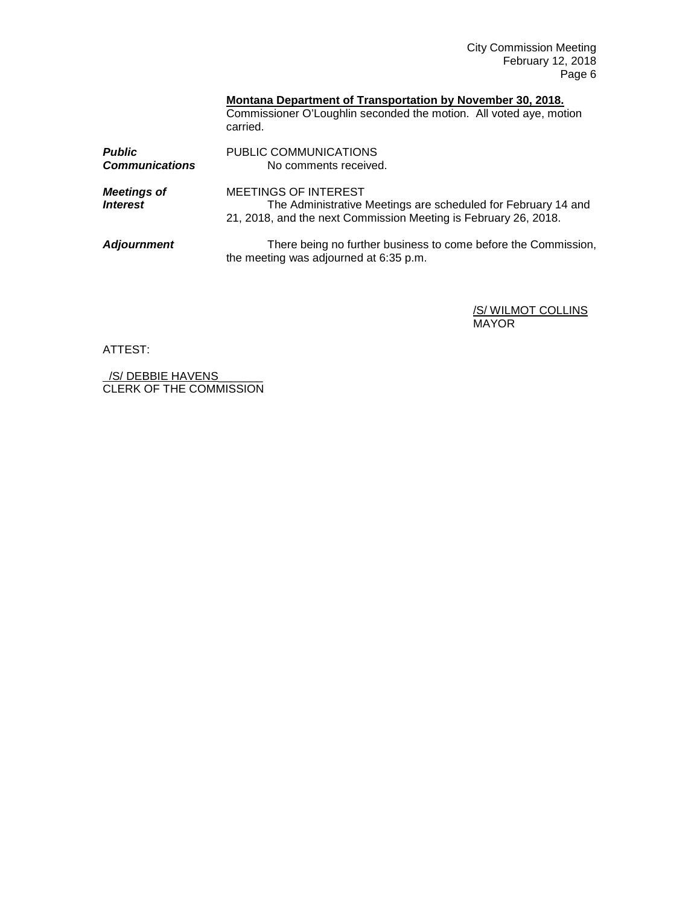**Montana Department of Transportation by November 30, 2018.** Commissioner O'Loughlin seconded the motion. All voted aye, motion carried.

***Public Communications***

PUBLIC COMMUNICATIONS

No comments received.

***Meetings of Interest***

MEETINGS OF INTEREST

The Administrative Meetings are scheduled for February 14 and 21, 2018, and the next Commission Meeting is February 26, 2018.

***Adjournment***

There being no further business to come before the Commission, the meeting was adjourned at 6:35 p.m.

/S/ WILMOT COLLINS
MAYOR

ATTEST:

/S/ DEBBIE HAVENS
CLERK OF THE COMMISSION